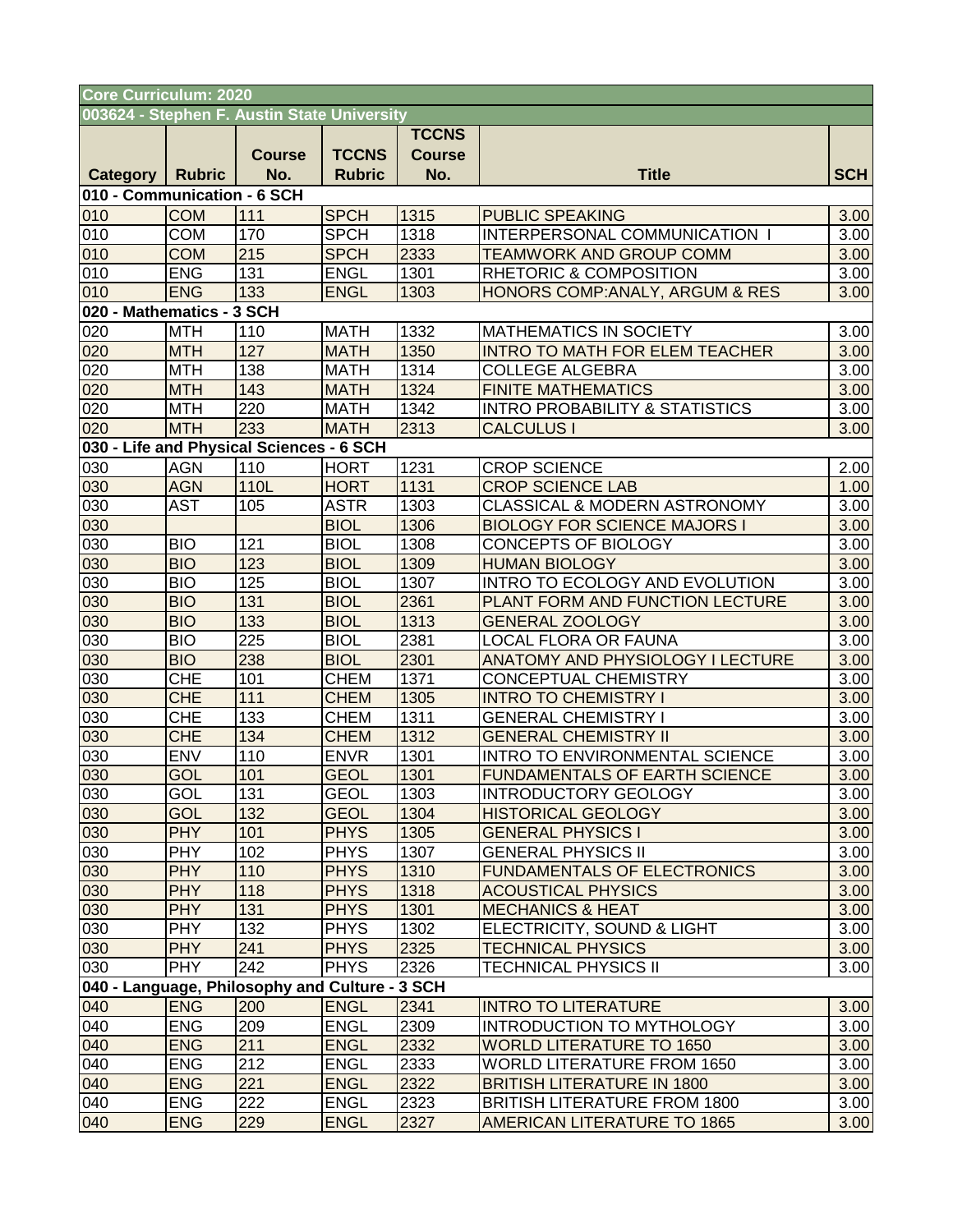| Core Curriculum: 2020 | | | | | | |
|---|---|---|---|---|---|---|
| 003624 - Stephen F. Austin State University | | | | | | |
| Category | Rubric | Course No. | TCCNS Rubric | TCCNS Course No. | Title | SCH |
| 010 - Communication - 6 SCH | | | | | | |
| 010 | COM | 111 | SPCH | 1315 | PUBLIC SPEAKING | 3.00 |
| 010 | COM | 170 | SPCH | 1318 | INTERPERSONAL COMMUNICATION I | 3.00 |
| 010 | COM | 215 | SPCH | 2333 | TEAMWORK AND GROUP COMM | 3.00 |
| 010 | ENG | 131 | ENGL | 1301 | RHETORIC & COMPOSITION | 3.00 |
| 010 | ENG | 133 | ENGL | 1303 | HONORS COMP:ANALY, ARGUM & RES | 3.00 |
| 020 - Mathematics - 3 SCH | | | | | | |
| 020 | MTH | 110 | MATH | 1332 | MATHEMATICS IN SOCIETY | 3.00 |
| 020 | MTH | 127 | MATH | 1350 | INTRO TO MATH FOR ELEM TEACHER | 3.00 |
| 020 | MTH | 138 | MATH | 1314 | COLLEGE ALGEBRA | 3.00 |
| 020 | MTH | 143 | MATH | 1324 | FINITE MATHEMATICS | 3.00 |
| 020 | MTH | 220 | MATH | 1342 | INTRO PROBABILITY & STATISTICS | 3.00 |
| 020 | MTH | 233 | MATH | 2313 | CALCULUS I | 3.00 |
| 030 - Life and Physical Sciences - 6 SCH | | | | | | |
| 030 | AGN | 110 | HORT | 1231 | CROP SCIENCE | 2.00 |
| 030 | AGN | 110L | HORT | 1131 | CROP SCIENCE LAB | 1.00 |
| 030 | AST | 105 | ASTR | 1303 | CLASSICAL & MODERN ASTRONOMY | 3.00 |
| 030 | | | BIOL | 1306 | BIOLOGY FOR SCIENCE MAJORS I | 3.00 |
| 030 | BIO | 121 | BIOL | 1308 | CONCEPTS OF BIOLOGY | 3.00 |
| 030 | BIO | 123 | BIOL | 1309 | HUMAN BIOLOGY | 3.00 |
| 030 | BIO | 125 | BIOL | 1307 | INTRO TO ECOLOGY AND EVOLUTION | 3.00 |
| 030 | BIO | 131 | BIOL | 2361 | PLANT FORM AND FUNCTION LECTURE | 3.00 |
| 030 | BIO | 133 | BIOL | 1313 | GENERAL ZOOLOGY | 3.00 |
| 030 | BIO | 225 | BIOL | 2381 | LOCAL FLORA OR FAUNA | 3.00 |
| 030 | BIO | 238 | BIOL | 2301 | ANATOMY AND PHYSIOLOGY I LECTURE | 3.00 |
| 030 | CHE | 101 | CHEM | 1371 | CONCEPTUAL CHEMISTRY | 3.00 |
| 030 | CHE | 111 | CHEM | 1305 | INTRO TO CHEMISTRY I | 3.00 |
| 030 | CHE | 133 | CHEM | 1311 | GENERAL CHEMISTRY I | 3.00 |
| 030 | CHE | 134 | CHEM | 1312 | GENERAL CHEMISTRY II | 3.00 |
| 030 | ENV | 110 | ENVR | 1301 | INTRO TO ENVIRONMENTAL SCIENCE | 3.00 |
| 030 | GOL | 101 | GEOL | 1301 | FUNDAMENTALS OF EARTH SCIENCE | 3.00 |
| 030 | GOL | 131 | GEOL | 1303 | INTRODUCTORY GEOLOGY | 3.00 |
| 030 | GOL | 132 | GEOL | 1304 | HISTORICAL GEOLOGY | 3.00 |
| 030 | PHY | 101 | PHYS | 1305 | GENERAL PHYSICS I | 3.00 |
| 030 | PHY | 102 | PHYS | 1307 | GENERAL PHYSICS II | 3.00 |
| 030 | PHY | 110 | PHYS | 1310 | FUNDAMENTALS OF ELECTRONICS | 3.00 |
| 030 | PHY | 118 | PHYS | 1318 | ACOUSTICAL PHYSICS | 3.00 |
| 030 | PHY | 131 | PHYS | 1301 | MECHANICS & HEAT | 3.00 |
| 030 | PHY | 132 | PHYS | 1302 | ELECTRICITY, SOUND & LIGHT | 3.00 |
| 030 | PHY | 241 | PHYS | 2325 | TECHNICAL PHYSICS | 3.00 |
| 030 | PHY | 242 | PHYS | 2326 | TECHNICAL PHYSICS II | 3.00 |
| 040 - Language, Philosophy and Culture - 3 SCH | | | | | | |
| 040 | ENG | 200 | ENGL | 2341 | INTRO TO LITERATURE | 3.00 |
| 040 | ENG | 209 | ENGL | 2309 | INTRODUCTION TO MYTHOLOGY | 3.00 |
| 040 | ENG | 211 | ENGL | 2332 | WORLD LITERATURE TO 1650 | 3.00 |
| 040 | ENG | 212 | ENGL | 2333 | WORLD LITERATURE FROM 1650 | 3.00 |
| 040 | ENG | 221 | ENGL | 2322 | BRITISH LITERATURE IN 1800 | 3.00 |
| 040 | ENG | 222 | ENGL | 2323 | BRITISH LITERATURE FROM 1800 | 3.00 |
| 040 | ENG | 229 | ENGL | 2327 | AMERICAN LITERATURE TO 1865 | 3.00 |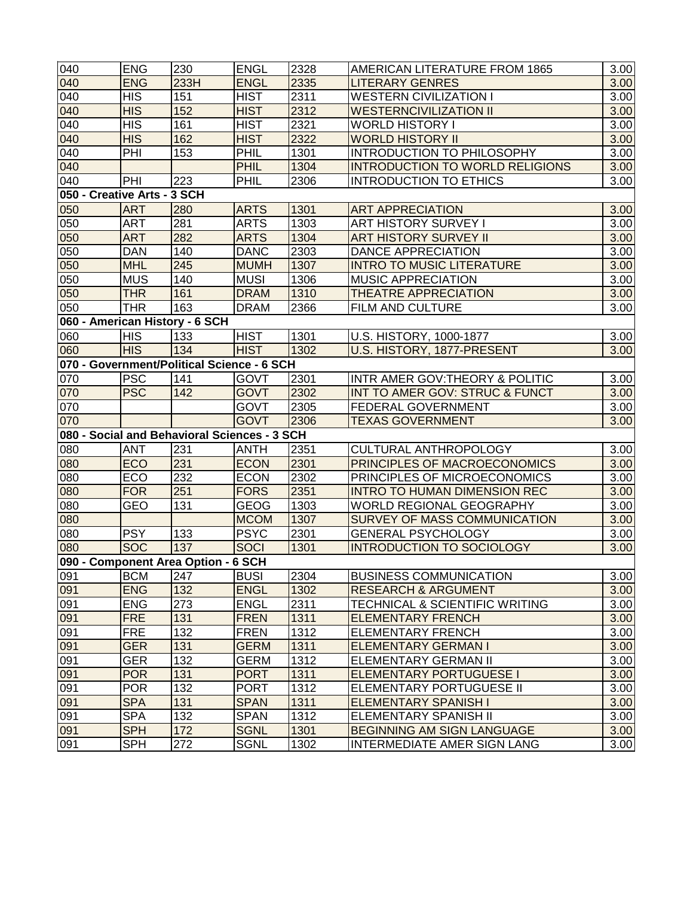| | | | | | | |
|---|---|---|---|---|---|---|
| 040 | ENG | 230 | ENGL | 2328 | AMERICAN LITERATURE FROM 1865 | 3.00 |
| 040 | ENG | 233H | ENGL | 2335 | LITERARY GENRES | 3.00 |
| 040 | HIS | 151 | HIST | 2311 | WESTERN CIVILIZATION I | 3.00 |
| 040 | HIS | 152 | HIST | 2312 | WESTERNCIVILIZATION II | 3.00 |
| 040 | HIS | 161 | HIST | 2321 | WORLD HISTORY I | 3.00 |
| 040 | HIS | 162 | HIST | 2322 | WORLD HISTORY II | 3.00 |
| 040 | PHI | 153 | PHIL | 1301 | INTRODUCTION TO PHILOSOPHY | 3.00 |
| 040 | | | PHIL | 1304 | INTRODUCTION TO WORLD RELIGIONS | 3.00 |
| 040 | PHI | 223 | PHIL | 2306 | INTRODUCTION TO ETHICS | 3.00 |
| **050 - Creative Arts - 3 SCH** | | | | | | |
| 050 | ART | 280 | ARTS | 1301 | ART APPRECIATION | 3.00 |
| 050 | ART | 281 | ARTS | 1303 | ART HISTORY SURVEY I | 3.00 |
| 050 | ART | 282 | ARTS | 1304 | ART HISTORY SURVEY II | 3.00 |
| 050 | DAN | 140 | DANC | 2303 | DANCE APPRECIATION | 3.00 |
| 050 | MHL | 245 | MUMH | 1307 | INTRO TO MUSIC LITERATURE | 3.00 |
| 050 | MUS | 140 | MUSI | 1306 | MUSIC APPRECIATION | 3.00 |
| 050 | THR | 161 | DRAM | 1310 | THEATRE APPRECIATION | 3.00 |
| 050 | THR | 163 | DRAM | 2366 | FILM AND CULTURE | 3.00 |
| **060 - American History - 6 SCH** | | | | | | |
| 060 | HIS | 133 | HIST | 1301 | U.S. HISTORY, 1000-1877 | 3.00 |
| 060 | HIS | 134 | HIST | 1302 | U.S. HISTORY, 1877-PRESENT | 3.00 |
| **070 - Government/Political Science - 6 SCH** | | | | | | |
| 070 | PSC | 141 | GOVT | 2301 | INTR AMER GOV:THEORY & POLITIC | 3.00 |
| 070 | PSC | 142 | GOVT | 2302 | INT TO AMER GOV: STRUC & FUNCT | 3.00 |
| 070 | | | GOVT | 2305 | FEDERAL GOVERNMENT | 3.00 |
| 070 | | | GOVT | 2306 | TEXAS GOVERNMENT | 3.00 |
| **080 - Social and Behavioral Sciences - 3 SCH** | | | | | | |
| 080 | ANT | 231 | ANTH | 2351 | CULTURAL ANTHROPOLOGY | 3.00 |
| 080 | ECO | 231 | ECON | 2301 | PRINCIPLES OF MACROECONOMICS | 3.00 |
| 080 | ECO | 232 | ECON | 2302 | PRINCIPLES OF MICROECONOMICS | 3.00 |
| 080 | FOR | 251 | FORS | 2351 | INTRO TO HUMAN DIMENSION REC | 3.00 |
| 080 | GEO | 131 | GEOG | 1303 | WORLD REGIONAL GEOGRAPHY | 3.00 |
| 080 | | | MCOM | 1307 | SURVEY OF MASS COMMUNICATION | 3.00 |
| 080 | PSY | 133 | PSYC | 2301 | GENERAL PSYCHOLOGY | 3.00 |
| 080 | SOC | 137 | SOCI | 1301 | INTRODUCTION TO SOCIOLOGY | 3.00 |
| **090 - Component Area Option - 6 SCH** | | | | | | |
| 091 | BCM | 247 | BUSI | 2304 | BUSINESS COMMUNICATION | 3.00 |
| 091 | ENG | 132 | ENGL | 1302 | RESEARCH & ARGUMENT | 3.00 |
| 091 | ENG | 273 | ENGL | 2311 | TECHNICAL & SCIENTIFIC WRITING | 3.00 |
| 091 | FRE | 131 | FREN | 1311 | ELEMENTARY FRENCH | 3.00 |
| 091 | FRE | 132 | FREN | 1312 | ELEMENTARY FRENCH | 3.00 |
| 091 | GER | 131 | GERM | 1311 | ELEMENTARY GERMAN I | 3.00 |
| 091 | GER | 132 | GERM | 1312 | ELEMENTARY GERMAN II | 3.00 |
| 091 | POR | 131 | PORT | 1311 | ELEMENTARY PORTUGUESE I | 3.00 |
| 091 | POR | 132 | PORT | 1312 | ELEMENTARY PORTUGUESE II | 3.00 |
| 091 | SPA | 131 | SPAN | 1311 | ELEMENTARY SPANISH I | 3.00 |
| 091 | SPA | 132 | SPAN | 1312 | ELEMENTARY SPANISH II | 3.00 |
| 091 | SPH | 172 | SGNL | 1301 | BEGINNING AM SIGN LANGUAGE | 3.00 |
| 091 | SPH | 272 | SGNL | 1302 | INTERMEDIATE AMER SIGN LANG | 3.00 |